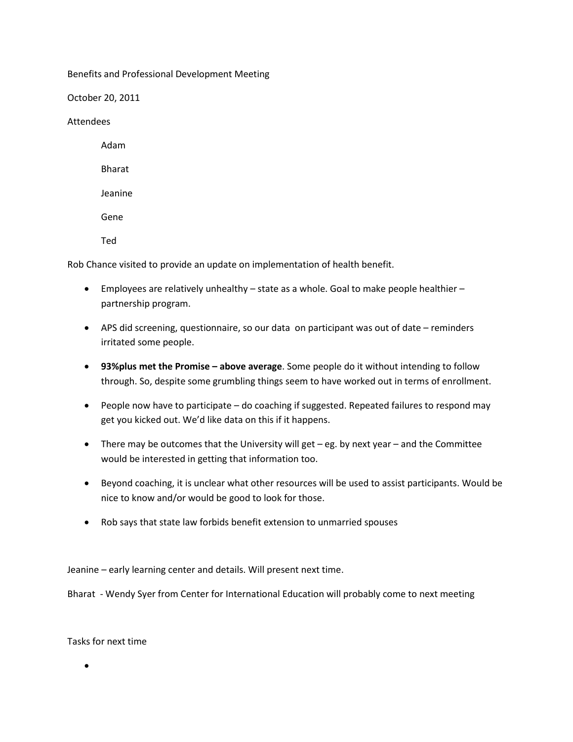Benefits and Professional Development Meeting

October 20, 2011

Attendees

- Adam
- Bharat
- Jeanine
- Gene
- Ted

Rob Chance visited to provide an update on implementation of health benefit.

- Employees are relatively unhealthy – state as a whole. Goal to make people healthier – partnership program.
- APS did screening, questionnaire, so our data on participant was out of date – reminders irritated some people.
- **93%plus met the Promise – above average**. Some people do it without intending to follow through. So, despite some grumbling things seem to have worked out in terms of enrollment.
- People now have to participate – do coaching if suggested. Repeated failures to respond may get you kicked out. We'd like data on this if it happens.
- There may be outcomes that the University will get – eg. by next year – and the Committee would be interested in getting that information too.
- Beyond coaching, it is unclear what other resources will be used to assist participants. Would be nice to know and/or would be good to look for those.
- Rob says that state law forbids benefit extension to unmarried spouses

Jeanine – early learning center and details. Will present next time.

Bharat - Wendy Syer from Center for International Education will probably come to next meeting

Tasks for next time

-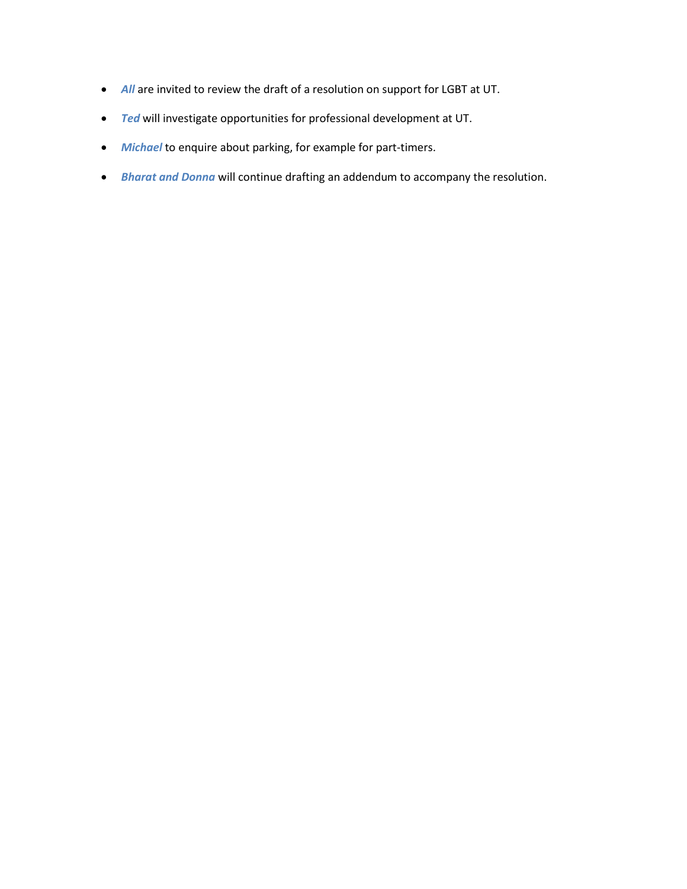- ***All*** are invited to review the draft of a resolution on support for LGBT at UT.
- ***Ted*** will investigate opportunities for professional development at UT.
- ***Michael*** to enquire about parking, for example for part-timers.
- ***Bharat and Donna*** will continue drafting an addendum to accompany the resolution.